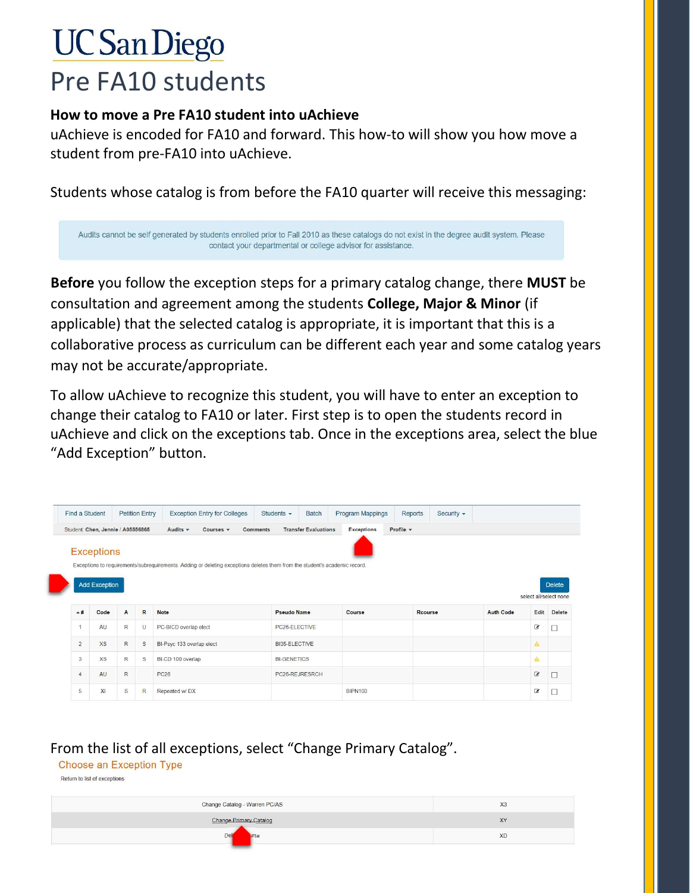# UC San Diego

# Pre FA10 students

**How to move a Pre FA10 student into uAchieve**

uAchieve is encoded for FA10 and forward. This how-to will show you how move a student from pre-FA10 into uAchieve.

Students whose catalog is from before the FA10 quarter will receive this messaging:

> Audits cannot be self generated by students enrolled prior to Fall 2010 as these catalogs do not exist in the degree audit system. Please contact your departmental or college advisor for assistance.

**Before** you follow the exception steps for a primary catalog change, there **MUST** be consultation and agreement among the students **College, Major & Minor** (if applicable) that the selected catalog is appropriate, it is important that this is a collaborative process as curriculum can be different each year and some catalog years may not be accurate/appropriate.

To allow uAchieve to recognize this student, you will have to enter an exception to change their catalog to FA10 or later. First step is to open the students record in uAchieve and click on the exceptions tab. Once in the exceptions area, select the blue "Add Exception" button.

Find a Student | Petition Entry | Exception Entry for Colleges | Students | Batch | Program Mappings | Reports | Security

Student: Chen, Jennie / A05556865 | Audits | Courses | Comments | Transfer Evaluations | Exceptions | Profile

**Exceptions**

Exceptions to requirements/subrequirements. Adding or deleting exceptions deletes them from the student's academic record.

Add Exception | Delete

select all/select none

| # | Code | A | R | Note | Pseudo Name | Course | Rcourse | Auth Code | Edit | Delete |
|---|---|---|---|---|---|---|---|---|---|---|
| 1 | AU | R | U | PC-BICD overlap elect | PC26-ELECTIVE | | | | | |
| 2 | XS | R | S | BI-Psyc 133 overlap elect | BI35-ELECTIVE | | | | | |
| 3 | XS | R | S | BI-CD 100 overlap | BI-GENETICS | | | | | |
| 4 | AU | R | | PC26 | PC26-REJRESRCH | | | | | |
| 5 | XI | S | R | Repeated w/ DX | | BIPN100 | | | | |

From the list of all exceptions, select "Change Primary Catalog".

**Choose an Exception Type**

Return to list of exceptions

| | |
|---|---|
| Change Catalog - Warren PC/AS | X3 |
| Change Primary Catalog | XY |
| Del...urse | XD |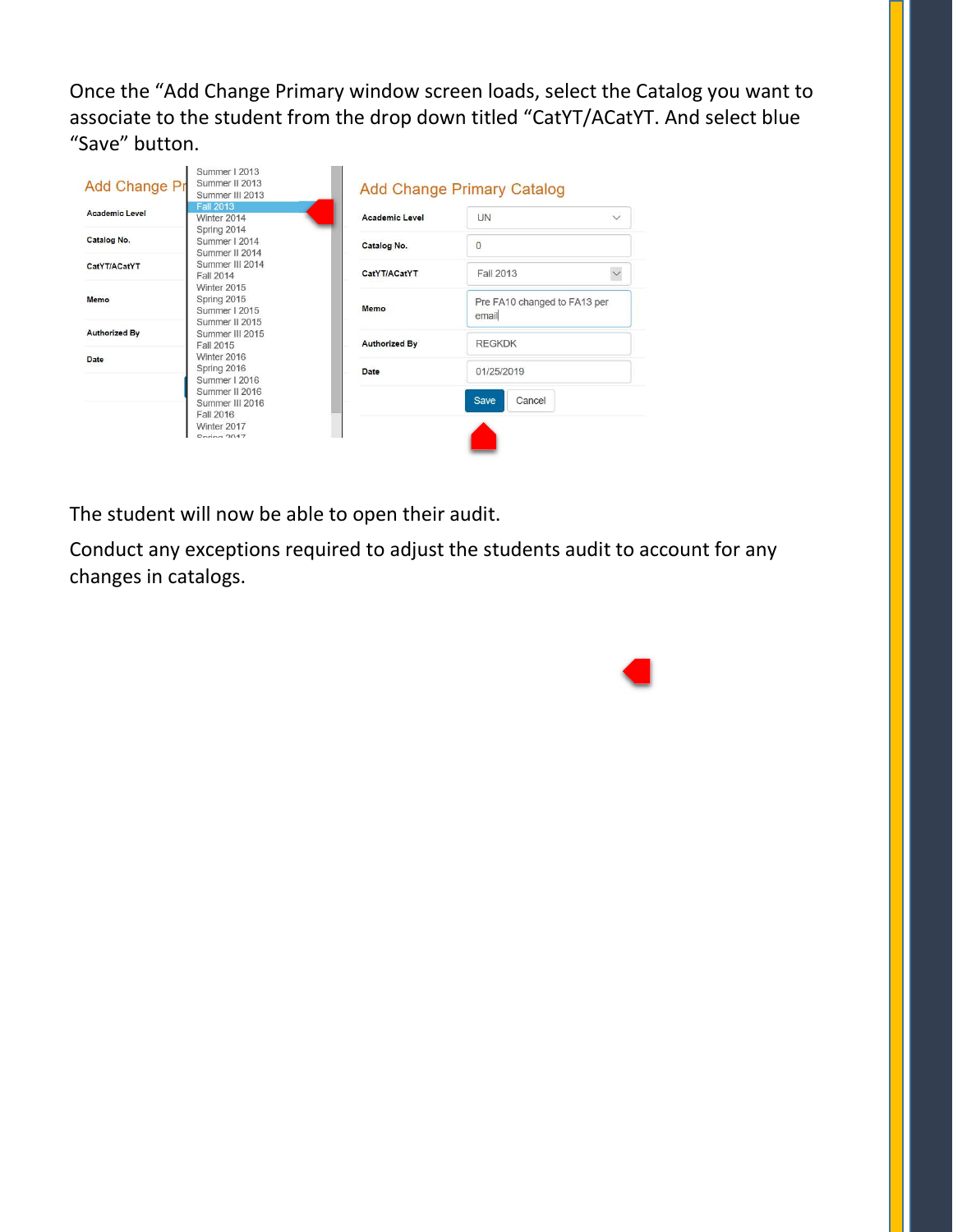Once the "Add Change Primary window screen loads, select the Catalog you want to associate to the student from the drop down titled "CatYT/ACatYT. And select blue "Save" button.

The student will now be able to open their audit.

Conduct any exceptions required to adjust the students audit to account for any changes in catalogs.